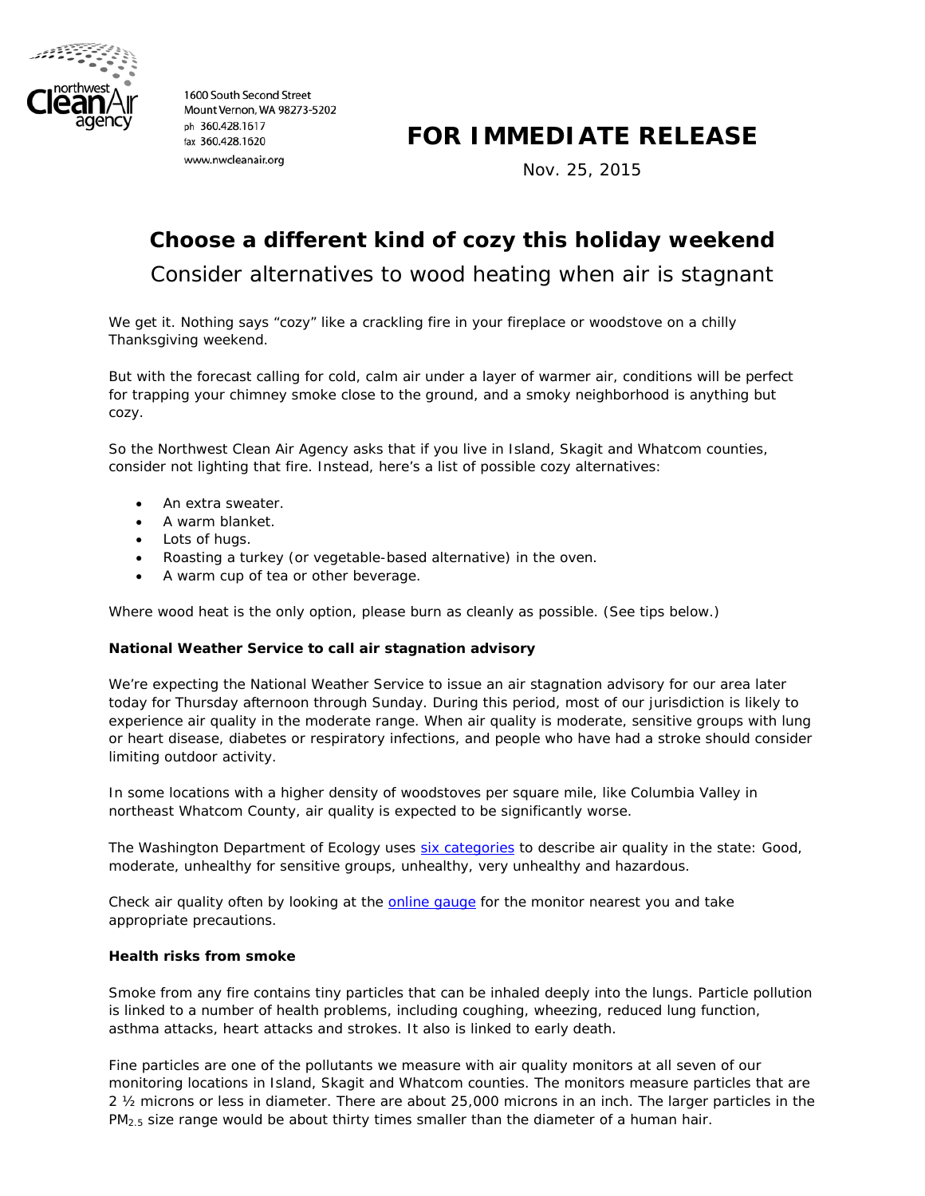northwest Clean Air agency

1600 South Second Street
Mount Vernon, WA 98273-5202
ph 360.428.1617
fax 360.428.1620
www.nwcleanair.org

**FOR IMMEDIATE RELEASE**

Nov. 25, 2015

# Choose a different kind of cozy this holiday weekend

## Consider alternatives to wood heating when air is stagnant

We get it. Nothing says "cozy" like a crackling fire in your fireplace or woodstove on a chilly Thanksgiving weekend.

But with the forecast calling for cold, calm air under a layer of warmer air, conditions will be perfect for trapping your chimney smoke close to the ground, and a smoky neighborhood is anything but cozy.

So the Northwest Clean Air Agency asks that if you live in Island, Skagit and Whatcom counties, consider not lighting that fire. Instead, here's a list of possible cozy alternatives:

- An extra sweater.
- A warm blanket.
- Lots of hugs.
- Roasting a turkey (or vegetable-based alternative) in the oven.
- A warm cup of tea or other beverage.

Where wood heat is the only option, please burn as cleanly as possible. (See tips below.)

**National Weather Service to call air stagnation advisory**

We're expecting the National Weather Service to issue an air stagnation advisory for our area later today for Thursday afternoon through Sunday. During this period, most of our jurisdiction is likely to experience air quality in the moderate range. When air quality is moderate, sensitive groups with lung or heart disease, diabetes or respiratory infections, and people who have had a stroke should consider limiting outdoor activity.

In some locations with a higher density of woodstoves per square mile, like Columbia Valley in northeast Whatcom County, air quality is expected to be significantly worse.

The Washington Department of Ecology uses six categories to describe air quality in the state: Good, moderate, unhealthy for sensitive groups, unhealthy, very unhealthy and hazardous.

Check air quality often by looking at the online gauge for the monitor nearest you and take appropriate precautions.

**Health risks from smoke**

Smoke from any fire contains tiny particles that can be inhaled deeply into the lungs. Particle pollution is linked to a number of health problems, including coughing, wheezing, reduced lung function, asthma attacks, heart attacks and strokes. It also is linked to early death.

Fine particles are one of the pollutants we measure with air quality monitors at all seven of our monitoring locations in Island, Skagit and Whatcom counties. The monitors measure particles that are 2 ½ microns or less in diameter. There are about 25,000 microns in an inch. The larger particles in the $PM_{2.5}$ size range would be about thirty times smaller than the diameter of a human hair.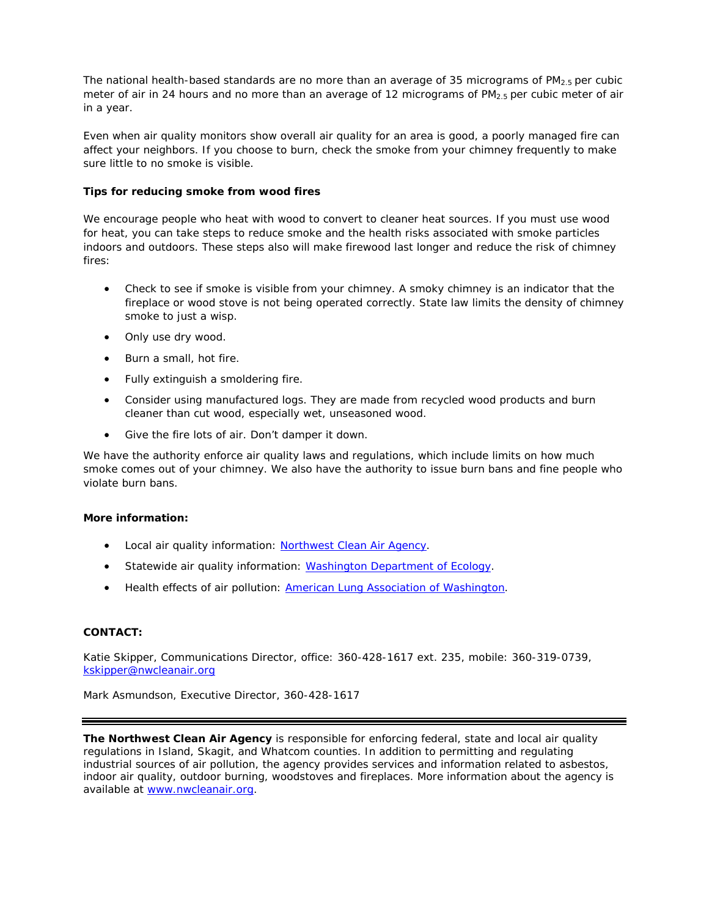The national health-based standards are no more than an average of 35 micrograms of $PM_{2.5}$ per cubic meter of air in 24 hours and no more than an average of 12 micrograms of $PM_{2.5}$ per cubic meter of air in a year.

Even when air quality monitors show overall air quality for an area is good, a poorly managed fire can affect your neighbors. If you choose to burn, check the smoke from your chimney frequently to make sure little to no smoke is visible.

**Tips for reducing smoke from wood fires**

We encourage people who heat with wood to convert to cleaner heat sources. If you must use wood for heat, you can take steps to reduce smoke and the health risks associated with smoke particles indoors and outdoors. These steps also will make firewood last longer and reduce the risk of chimney fires:

- Check to see if smoke is visible from your chimney. A smoky chimney is an indicator that the fireplace or wood stove is not being operated correctly. State law limits the density of chimney smoke to just a wisp.
- Only use dry wood.
- Burn a small, hot fire.
- Fully extinguish a smoldering fire.
- Consider using manufactured logs. They are made from recycled wood products and burn cleaner than cut wood, especially wet, unseasoned wood.
- Give the fire lots of air. Don't damper it down.

We have the authority enforce air quality laws and regulations, which include limits on how much smoke comes out of your chimney. We also have the authority to issue burn bans and fine people who violate burn bans.

**More information:**

- Local air quality information: Northwest Clean Air Agency.
- Statewide air quality information: Washington Department of Ecology.
- Health effects of air pollution: American Lung Association of Washington.

**CONTACT:**

Katie Skipper, Communications Director, office: 360-428-1617 ext. 235, mobile: 360-319-0739, kskipper@nwcleanair.org

Mark Asmundson, Executive Director, 360-428-1617

---

**The Northwest Clean Air Agency** is responsible for enforcing federal, state and local air quality regulations in Island, Skagit, and Whatcom counties. In addition to permitting and regulating industrial sources of air pollution, the agency provides services and information related to asbestos, indoor air quality, outdoor burning, woodstoves and fireplaces. More information about the agency is available at www.nwcleanair.org.